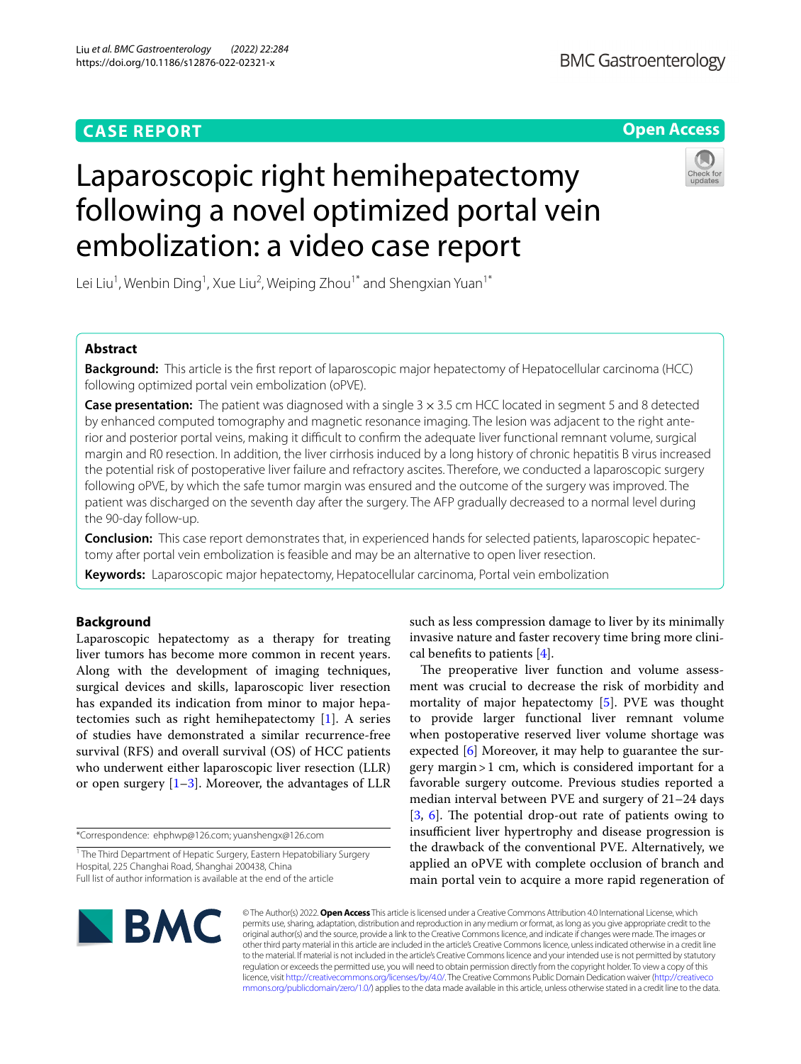**CASE REPORT** **Open Access**

# Laparoscopic right hemihepatectomy following a novel optimized portal vein embolization: a video case report

Lei Liu[1], Wenbin Ding[1], Xue Liu[2], Weiping Zhou[1*] and Shengxian Yuan[1*]

## Abstract

**Background:** This article is the first report of laparoscopic major hepatectomy of Hepatocellular carcinoma (HCC) following optimized portal vein embolization (oPVE).

**Case presentation:** The patient was diagnosed with a single 3 × 3.5 cm HCC located in segment 5 and 8 detected by enhanced computed tomography and magnetic resonance imaging. The lesion was adjacent to the right anterior and posterior portal veins, making it difficult to confirm the adequate liver functional remnant volume, surgical margin and R0 resection. In addition, the liver cirrhosis induced by a long history of chronic hepatitis B virus increased the potential risk of postoperative liver failure and refractory ascites. Therefore, we conducted a laparoscopic surgery following oPVE, by which the safe tumor margin was ensured and the outcome of the surgery was improved. The patient was discharged on the seventh day after the surgery. The AFP gradually decreased to a normal level during the 90-day follow-up.

**Conclusion:** This case report demonstrates that, in experienced hands for selected patients, laparoscopic hepatectomy after portal vein embolization is feasible and may be an alternative to open liver resection.

**Keywords:** Laparoscopic major hepatectomy, Hepatocellular carcinoma, Portal vein embolization

## Background

Laparoscopic hepatectomy as a therapy for treating liver tumors has become more common in recent years. Along with the development of imaging techniques, surgical devices and skills, laparoscopic liver resection has expanded its indication from minor to major hepatectomies such as right hemihepatectomy [1]. A series of studies have demonstrated a similar recurrence-free survival (RFS) and overall survival (OS) of HCC patients who underwent either laparoscopic liver resection (LLR) or open surgery [1–3]. Moreover, the advantages of LLR such as less compression damage to liver by its minimally invasive nature and faster recovery time bring more clinical benefits to patients [4].

The preoperative liver function and volume assessment was crucial to decrease the risk of morbidity and mortality of major hepatectomy [5]. PVE was thought to provide larger functional liver remnant volume when postoperative reserved liver volume shortage was expected [6] Moreover, it may help to guarantee the surgery margin > 1 cm, which is considered important for a favorable surgery outcome. Previous studies reported a median interval between PVE and surgery of 21–24 days [3, 6]. The potential drop-out rate of patients owing to insufficient liver hypertrophy and disease progression is the drawback of the conventional PVE. Alternatively, we applied an oPVE with complete occlusion of branch and main portal vein to acquire a more rapid regeneration of

*Correspondence: ehphwp@126.com; yuanshengx@126.com

[1] The Third Department of Hepatic Surgery, Eastern Hepatobiliary Surgery Hospital, 225 Changhai Road, Shanghai 200438, China

Full list of author information is available at the end of the article

© The Author(s) 2022. **Open Access** This article is licensed under a Creative Commons Attribution 4.0 International License, which permits use, sharing, adaptation, distribution and reproduction in any medium or format, as long as you give appropriate credit to the original author(s) and the source, provide a link to the Creative Commons licence, and indicate if changes were made. The images or other third party material in this article are included in the article's Creative Commons licence, unless indicated otherwise in a credit line to the material. If material is not included in the article's Creative Commons licence and your intended use is not permitted by statutory regulation or exceeds the permitted use, you will need to obtain permission directly from the copyright holder. To view a copy of this licence, visit http://creativecommons.org/licenses/by/4.0/. The Creative Commons Public Domain Dedication waiver (http://creativecommons.org/publicdomain/zero/1.0/) applies to the data made available in this article, unless otherwise stated in a credit line to the data.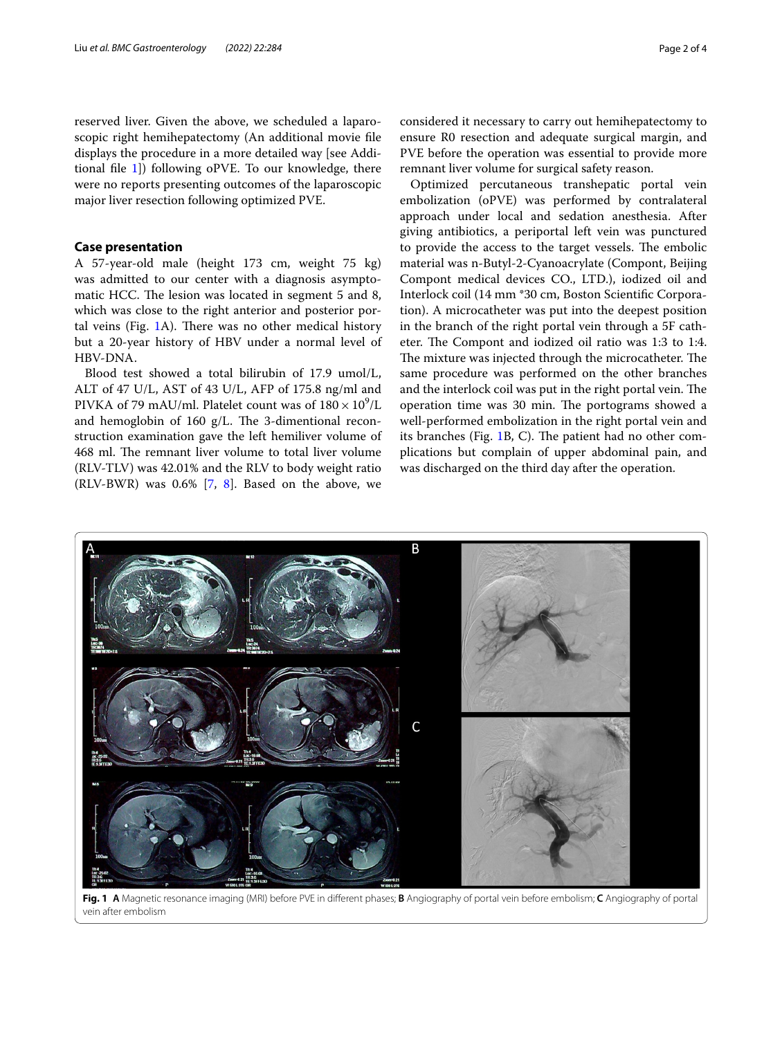reserved liver. Given the above, we scheduled a laparoscopic right hemihepatectomy (An additional movie file displays the procedure in a more detailed way [see Additional file 1]) following oPVE. To our knowledge, there were no reports presenting outcomes of the laparoscopic major liver resection following optimized PVE.

## Case presentation

A 57-year-old male (height 173 cm, weight 75 kg) was admitted to our center with a diagnosis asymptomatic HCC. The lesion was located in segment 5 and 8, which was close to the right anterior and posterior portal veins (Fig. 1A). There was no other medical history but a 20-year history of HBV under a normal level of HBV-DNA.

Blood test showed a total bilirubin of 17.9 umol/L, ALT of 47 U/L, AST of 43 U/L, AFP of 175.8 ng/ml and PIVKA of 79 mAU/ml. Platelet count was of $180 \times 10^9$/L and hemoglobin of 160 g/L. The 3-dimentional reconstruction examination gave the left hemiliver volume of 468 ml. The remnant liver volume to total liver volume (RLV-TLV) was 42.01% and the RLV to body weight ratio (RLV-BWR) was 0.6% [7, 8]. Based on the above, we considered it necessary to carry out hemihepatectomy to ensure R0 resection and adequate surgical margin, and PVE before the operation was essential to provide more remnant liver volume for surgical safety reason.

Optimized percutaneous transhepatic portal vein embolization (oPVE) was performed by contralateral approach under local and sedation anesthesia. After giving antibiotics, a periportal left vein was punctured to provide the access to the target vessels. The embolic material was n-Butyl-2-Cyanoacrylate (Compont, Beijing Compont medical devices CO., LTD.), iodized oil and Interlock coil (14 mm *30 cm, Boston Scientific Corporation). A microcatheter was put into the deepest position in the branch of the right portal vein through a 5F catheter. The Compont and iodized oil ratio was 1:3 to 1:4. The mixture was injected through the microcatheter. The same procedure was performed on the other branches and the interlock coil was put in the right portal vein. The operation time was 30 min. The portograms showed a well-performed embolization in the right portal vein and its branches (Fig. 1B, C). The patient had no other complications but complain of upper abdominal pain, and was discharged on the third day after the operation.

**Fig. 1** **A** Magnetic resonance imaging (MRI) before PVE in different phases; **B** Angiography of portal vein before embolism; **C** Angiography of portal vein after embolism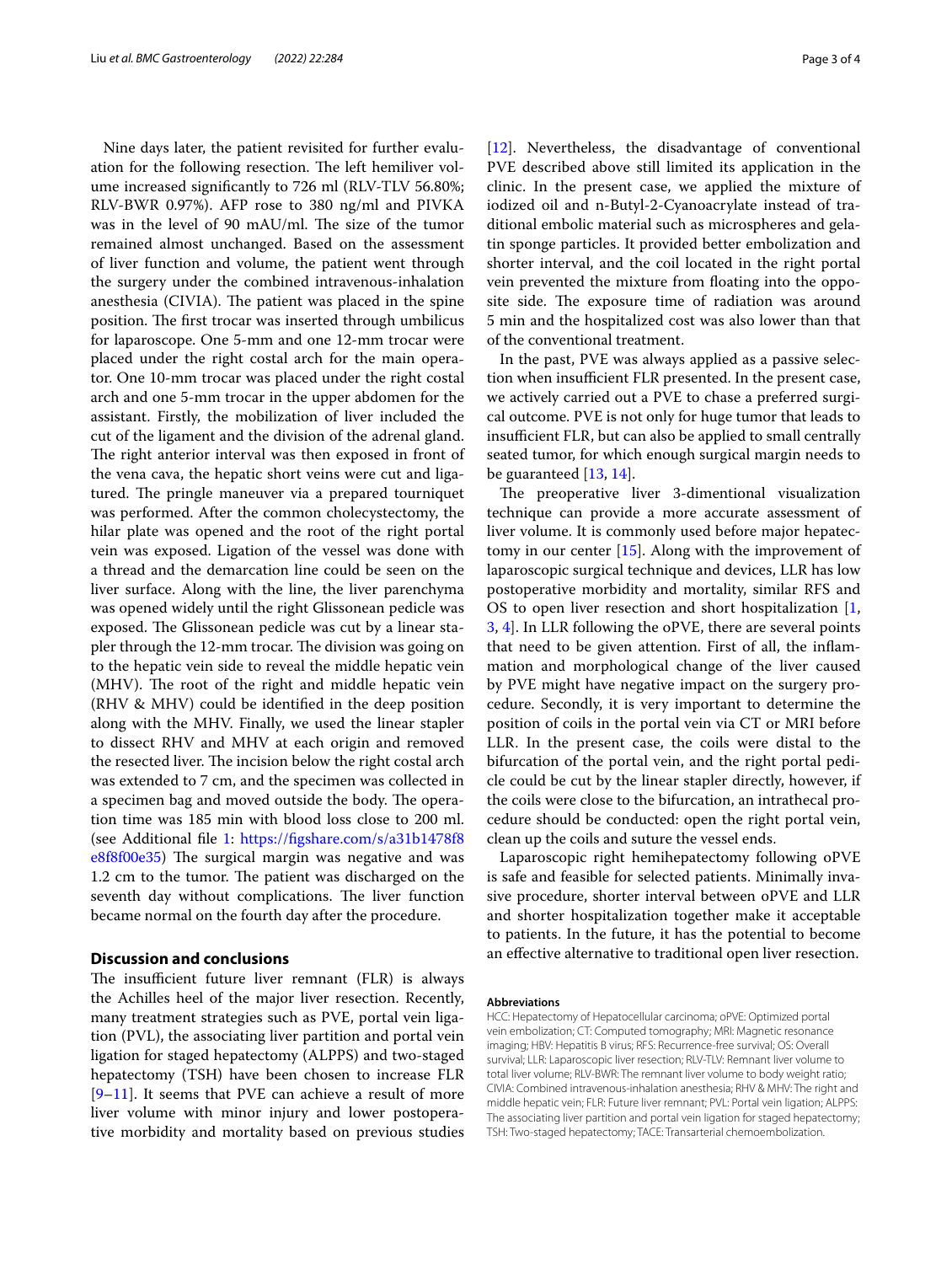Nine days later, the patient revisited for further evaluation for the following resection. The left hemiliver volume increased significantly to 726 ml (RLV-TLV 56.80%; RLV-BWR 0.97%). AFP rose to 380 ng/ml and PIVKA was in the level of 90 mAU/ml. The size of the tumor remained almost unchanged. Based on the assessment of liver function and volume, the patient went through the surgery under the combined intravenous-inhalation anesthesia (CIVIA). The patient was placed in the spine position. The first trocar was inserted through umbilicus for laparoscope. One 5-mm and one 12-mm trocar were placed under the right costal arch for the main operator. One 10-mm trocar was placed under the right costal arch and one 5-mm trocar in the upper abdomen for the assistant. Firstly, the mobilization of liver included the cut of the ligament and the division of the adrenal gland. The right anterior interval was then exposed in front of the vena cava, the hepatic short veins were cut and ligatured. The pringle maneuver via a prepared tourniquet was performed. After the common cholecystectomy, the hilar plate was opened and the root of the right portal vein was exposed. Ligation of the vessel was done with a thread and the demarcation line could be seen on the liver surface. Along with the line, the liver parenchyma was opened widely until the right Glissonean pedicle was exposed. The Glissonean pedicle was cut by a linear stapler through the 12-mm trocar. The division was going on to the hepatic vein side to reveal the middle hepatic vein (MHV). The root of the right and middle hepatic vein (RHV & MHV) could be identified in the deep position along with the MHV. Finally, we used the linear stapler to dissect RHV and MHV at each origin and removed the resected liver. The incision below the right costal arch was extended to 7 cm, and the specimen was collected in a specimen bag and moved outside the body. The operation time was 185 min with blood loss close to 200 ml. (see Additional file 1: https://figshare.com/s/a31b1478f8e8f8f00e35) The surgical margin was negative and was 1.2 cm to the tumor. The patient was discharged on the seventh day without complications. The liver function became normal on the fourth day after the procedure.

## Discussion and conclusions

The insufficient future liver remnant (FLR) is always the Achilles heel of the major liver resection. Recently, many treatment strategies such as PVE, portal vein ligation (PVL), the associating liver partition and portal vein ligation for staged hepatectomy (ALPPS) and two-staged hepatectomy (TSH) have been chosen to increase FLR [9–11]. It seems that PVE can achieve a result of more liver volume with minor injury and lower postoperative morbidity and mortality based on previous studies [12]. Nevertheless, the disadvantage of conventional PVE described above still limited its application in the clinic. In the present case, we applied the mixture of iodized oil and n-Butyl-2-Cyanoacrylate instead of traditional embolic material such as microspheres and gelatin sponge particles. It provided better embolization and shorter interval, and the coil located in the right portal vein prevented the mixture from floating into the opposite side. The exposure time of radiation was around 5 min and the hospitalized cost was also lower than that of the conventional treatment.

In the past, PVE was always applied as a passive selection when insufficient FLR presented. In the present case, we actively carried out a PVE to chase a preferred surgical outcome. PVE is not only for huge tumor that leads to insufficient FLR, but can also be applied to small centrally seated tumor, for which enough surgical margin needs to be guaranteed [13, 14].

The preoperative liver 3-dimentional visualization technique can provide a more accurate assessment of liver volume. It is commonly used before major hepatectomy in our center [15]. Along with the improvement of laparoscopic surgical technique and devices, LLR has low postoperative morbidity and mortality, similar RFS and OS to open liver resection and short hospitalization [1, 3, 4]. In LLR following the oPVE, there are several points that need to be given attention. First of all, the inflammation and morphological change of the liver caused by PVE might have negative impact on the surgery procedure. Secondly, it is very important to determine the position of coils in the portal vein via CT or MRI before LLR. In the present case, the coils were distal to the bifurcation of the portal vein, and the right portal pedicle could be cut by the linear stapler directly, however, if the coils were close to the bifurcation, an intrathecal procedure should be conducted: open the right portal vein, clean up the coils and suture the vessel ends.

Laparoscopic right hemihepatectomy following oPVE is safe and feasible for selected patients. Minimally invasive procedure, shorter interval between oPVE and LLR and shorter hospitalization together make it acceptable to patients. In the future, it has the potential to become an effective alternative to traditional open liver resection.

#### Abbreviations

HCC: Hepatectomy of Hepatocellular carcinoma; oPVE: Optimized portal vein embolization; CT: Computed tomography; MRI: Magnetic resonance imaging; HBV: Hepatitis B virus; RFS: Recurrence-free survival; OS: Overall survival; LLR: Laparoscopic liver resection; RLV-TLV: Remnant liver volume to total liver volume; RLV-BWR: The remnant liver volume to body weight ratio; CIVIA: Combined intravenous-inhalation anesthesia; RHV & MHV: The right and middle hepatic vein; FLR: Future liver remnant; PVL: Portal vein ligation; ALPPS: The associating liver partition and portal vein ligation for staged hepatectomy; TSH: Two-staged hepatectomy; TACE: Transarterial chemoembolization.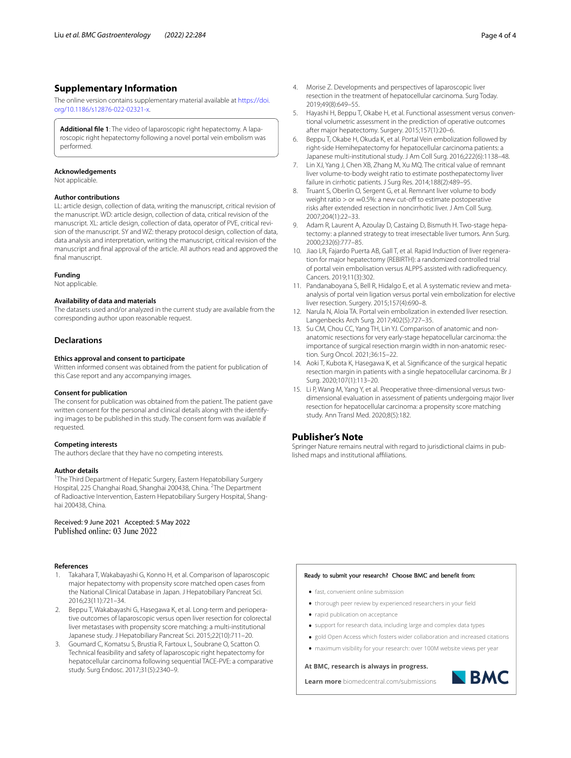## Supplementary Information

The online version contains supplementary material available at https://doi.org/10.1186/s12876-022-02321-x.

> **Additional file 1**: The video of laparoscopic right hepatectomy. A laparoscopic right hepatectomy following a novel portal vein embolism was performed.

### Acknowledgements
Not applicable.

### Author contributions
LL: article design, collection of data, writing the manuscript, critical revision of the manuscript. WD: article design, collection of data, critical revision of the manuscript. XL: article design, collection of data, operator of PVE, critical revision of the manuscript. SY and WZ: therapy protocol design, collection of data, data analysis and interpretation, writing the manuscript, critical revision of the manuscript and final approval of the article. All authors read and approved the final manuscript.

### Funding
Not applicable.

### Availability of data and materials
The datasets used and/or analyzed in the current study are available from the corresponding author upon reasonable request.

## Declarations

### Ethics approval and consent to participate
Written informed consent was obtained from the patient for publication of this Case report and any accompanying images.

### Consent for publication
The consent for publication was obtained from the patient. The patient gave written consent for the personal and clinical details along with the identifying images to be published in this study. The consent form was available if requested.

### Competing interests
The authors declare that they have no competing interests.

### Author details
[1]The Third Department of Hepatic Surgery, Eastern Hepatobiliary Surgery Hospital, 225 Changhai Road, Shanghai 200438, China. [2]The Department of Radioactive Intervention, Eastern Hepatobiliary Surgery Hospital, Shanghai 200438, China.

Received: 9 June 2021 Accepted: 5 May 2022
Published online: 03 June 2022

### References

1. Takahara T, Wakabayashi G, Konno H, et al. Comparison of laparoscopic major hepatectomy with propensity score matched open cases from the National Clinical Database in Japan. J Hepatobiliary Pancreat Sci. 2016;23(11):721–34.
2. Beppu T, Wakabayashi G, Hasegawa K, et al. Long-term and perioperative outcomes of laparoscopic versus open liver resection for colorectal liver metastases with propensity score matching: a multi-institutional Japanese study. J Hepatobiliary Pancreat Sci. 2015;22(10):711–20.
3. Goumard C, Komatsu S, Brustia R, Fartoux L, Soubrane O, Scatton O. Technical feasibility and safety of laparoscopic right hepatectomy for hepatocellular carcinoma following sequential TACE-PVE: a comparative study. Surg Endosc. 2017;31(5):2340–9.
4. Morise Z. Developments and perspectives of laparoscopic liver resection in the treatment of hepatocellular carcinoma. Surg Today. 2019;49(8):649–55.
5. Hayashi H, Beppu T, Okabe H, et al. Functional assessment versus conventional volumetric assessment in the prediction of operative outcomes after major hepatectomy. Surgery. 2015;157(1):20–6.
6. Beppu T, Okabe H, Okuda K, et al. Portal Vein embolization followed by right-side Hemihepatectomy for hepatocellular carcinoma patients: a Japanese multi-institutional study. J Am Coll Surg. 2016;222(6):1138–48.
7. Lin XJ, Yang J, Chen XB, Zhang M, Xu MQ. The critical value of remnant liver volume-to-body weight ratio to estimate posthepatectomy liver failure in cirrhotic patients. J Surg Res. 2014;188(2):489–95.
8. Truant S, Oberlin O, Sergent G, et al. Remnant liver volume to body weight ratio > or =0.5%: a new cut-off to estimate postoperative risks after extended resection in noncirrhotic liver. J Am Coll Surg. 2007;204(1):22–33.
9. Adam R, Laurent A, Azoulay D, Castaing D, Bismuth H. Two-stage hepatectomy: a planned strategy to treat irresectable liver tumors. Ann Surg. 2000;232(6):777–85.
10. Jiao LR, Fajardo Puerta AB, Gall T, et al. Rapid Induction of liver regeneration for major hepatectomy (REBIRTH): a randomized controlled trial of portal vein embolisation versus ALPPS assisted with radiofrequency. Cancers. 2019;11(3):302.
11. Pandanaboyana S, Bell R, Hidalgo E, et al. A systematic review and meta-analysis of portal vein ligation versus portal vein embolization for elective liver resection. Surgery. 2015;157(4):690–8.
12. Narula N, Aloia TA. Portal vein embolization in extended liver resection. Langenbecks Arch Surg. 2017;402(5):727–35.
13. Su CM, Chou CC, Yang TH, Lin YJ. Comparison of anatomic and non-anatomic resections for very early-stage hepatocellular carcinoma: the importance of surgical resection margin width in non-anatomic resection. Surg Oncol. 2021;36:15–22.
14. Aoki T, Kubota K, Hasegawa K, et al. Significance of the surgical hepatic resection margin in patients with a single hepatocellular carcinoma. Br J Surg. 2020;107(1):113–20.
15. Li P, Wang M, Yang Y, et al. Preoperative three-dimensional versus two-dimensional evaluation in assessment of patients undergoing major liver resection for hepatocellular carcinoma: a propensity score matching study. Ann Transl Med. 2020;8(5):182.

## Publisher's Note

Springer Nature remains neutral with regard to jurisdictional claims in published maps and institutional affiliations.

Ready to submit your research? Choose BMC and benefit from:

- fast, convenient online submission
- thorough peer review by experienced researchers in your field
- rapid publication on acceptance
- support for research data, including large and complex data types
- gold Open Access which fosters wider collaboration and increased citations
- maximum visibility for your research: over 100M website views per year

**At BMC, research is always in progress.**

**Learn more** biomedcentral.com/submissions

BMC